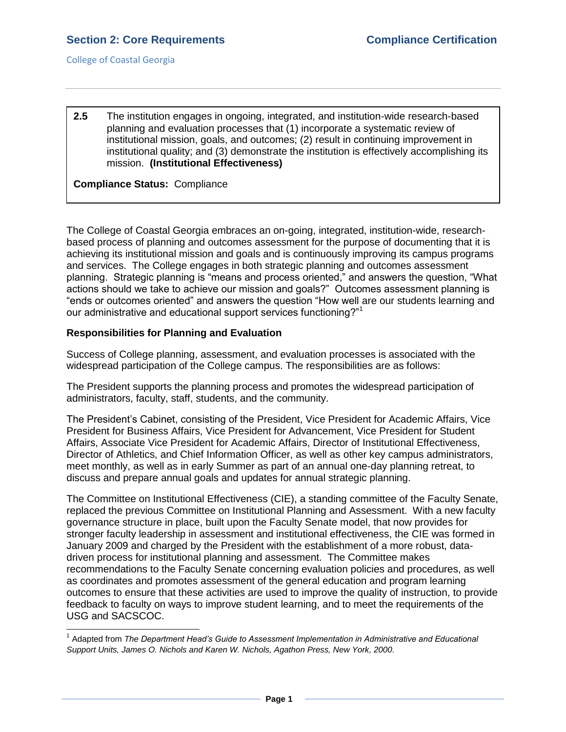## Section 2: Core Requirements

**2.5** The institution engages in ongoing, integrated, and institution-wide research-based planning and evaluation processes that (1) incorporate a systematic review of institutional mission, goals, and outcomes; (2) result in continuing improvement in institutional quality; and (3) demonstrate the institution is effectively accomplishing its mission. **(Institutional Effectiveness)**

**Compliance Status:** Compliance

The College of Coastal Georgia embraces an on-going, integrated, institution-wide, research-based process of planning and outcomes assessment for the purpose of documenting that it is achieving its institutional mission and goals and is continuously improving its campus programs and services. The College engages in both strategic planning and outcomes assessment planning. Strategic planning is "means and process oriented," and answers the question, "What actions should we take to achieve our mission and goals?" Outcomes assessment planning is "ends or outcomes oriented" and answers the question "How well are our students learning and our administrative and educational support services functioning?"[1]

**Responsibilities for Planning and Evaluation**

Success of College planning, assessment, and evaluation processes is associated with the widespread participation of the College campus. The responsibilities are as follows:

The President supports the planning process and promotes the widespread participation of administrators, faculty, staff, students, and the community.

The President's Cabinet, consisting of the President, Vice President for Academic Affairs, Vice President for Business Affairs, Vice President for Advancement, Vice President for Student Affairs, Associate Vice President for Academic Affairs, Director of Institutional Effectiveness, Director of Athletics, and Chief Information Officer, as well as other key campus administrators, meet monthly, as well as in early Summer as part of an annual one-day planning retreat, to discuss and prepare annual goals and updates for annual strategic planning.

The Committee on Institutional Effectiveness (CIE), a standing committee of the Faculty Senate, replaced the previous Committee on Institutional Planning and Assessment. With a new faculty governance structure in place, built upon the Faculty Senate model, that now provides for stronger faculty leadership in assessment and institutional effectiveness, the CIE was formed in January 2009 and charged by the President with the establishment of a more robust, data-driven process for institutional planning and assessment. The Committee makes recommendations to the Faculty Senate concerning evaluation policies and procedures, as well as coordinates and promotes assessment of the general education and program learning outcomes to ensure that these activities are used to improve the quality of instruction, to provide feedback to faculty on ways to improve student learning, and to meet the requirements of the USG and SACSCOC.

[1] Adapted from *The Department Head's Guide to Assessment Implementation in Administrative and Educational Support Units, James O. Nichols and Karen W. Nichols, Agathon Press, New York, 2000.*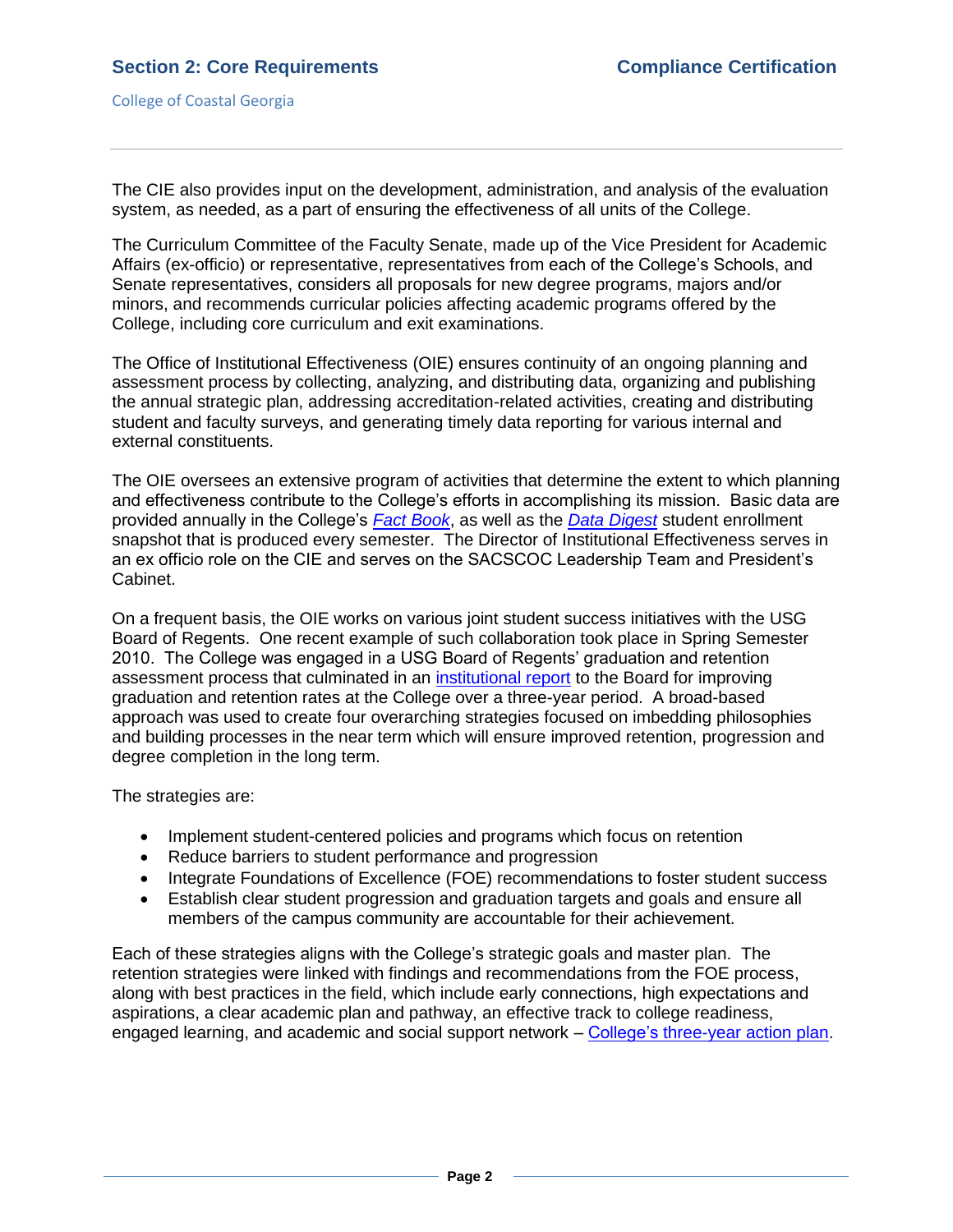The CIE also provides input on the development, administration, and analysis of the evaluation system, as needed, as a part of ensuring the effectiveness of all units of the College.

The Curriculum Committee of the Faculty Senate, made up of the Vice President for Academic Affairs (ex-officio) or representative, representatives from each of the College's Schools, and Senate representatives, considers all proposals for new degree programs, majors and/or minors, and recommends curricular policies affecting academic programs offered by the College, including core curriculum and exit examinations.

The Office of Institutional Effectiveness (OIE) ensures continuity of an ongoing planning and assessment process by collecting, analyzing, and distributing data, organizing and publishing the annual strategic plan, addressing accreditation-related activities, creating and distributing student and faculty surveys, and generating timely data reporting for various internal and external constituents.

The OIE oversees an extensive program of activities that determine the extent to which planning and effectiveness contribute to the College's efforts in accomplishing its mission. Basic data are provided annually in the College's *Fact Book*, as well as the *Data Digest* student enrollment snapshot that is produced every semester. The Director of Institutional Effectiveness serves in an ex officio role on the CIE and serves on the SACSCOC Leadership Team and President's Cabinet.

On a frequent basis, the OIE works on various joint student success initiatives with the USG Board of Regents. One recent example of such collaboration took place in Spring Semester 2010. The College was engaged in a USG Board of Regents' graduation and retention assessment process that culminated in an institutional report to the Board for improving graduation and retention rates at the College over a three-year period. A broad-based approach was used to create four overarching strategies focused on imbedding philosophies and building processes in the near term which will ensure improved retention, progression and degree completion in the long term.

The strategies are:

- Implement student-centered policies and programs which focus on retention
- Reduce barriers to student performance and progression
- Integrate Foundations of Excellence (FOE) recommendations to foster student success
- Establish clear student progression and graduation targets and goals and ensure all members of the campus community are accountable for their achievement.

Each of these strategies aligns with the College's strategic goals and master plan. The retention strategies were linked with findings and recommendations from the FOE process, along with best practices in the field, which include early connections, high expectations and aspirations, a clear academic plan and pathway, an effective track to college readiness, engaged learning, and academic and social support network – College's three-year action plan.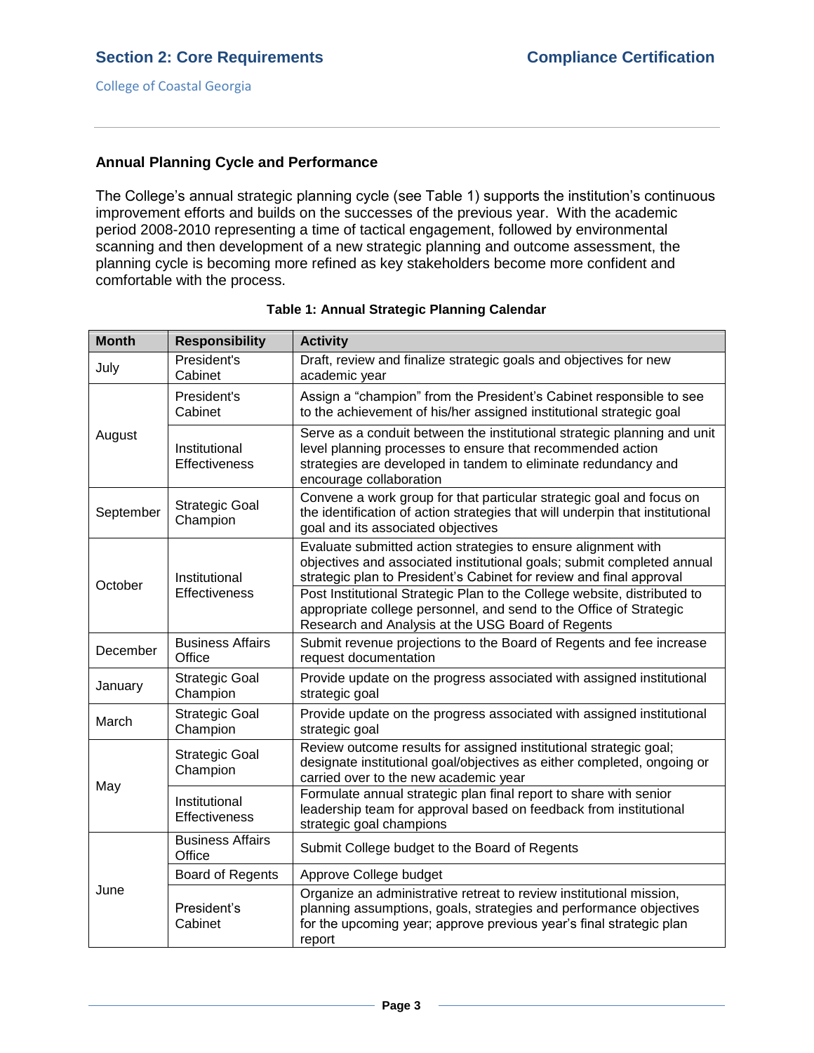## Annual Planning Cycle and Performance

The College's annual strategic planning cycle (see Table 1) supports the institution's continuous improvement efforts and builds on the successes of the previous year. With the academic period 2008-2010 representing a time of tactical engagement, followed by environmental scanning and then development of a new strategic planning and outcome assessment, the planning cycle is becoming more refined as key stakeholders become more confident and comfortable with the process.

**Table 1: Annual Strategic Planning Calendar**

| Month | Responsibility | Activity |
|---|---|---|
| July | President's Cabinet | Draft, review and finalize strategic goals and objectives for new academic year |
| August | President's Cabinet | Assign a "champion" from the President's Cabinet responsible to see to the achievement of his/her assigned institutional strategic goal |
| | Institutional Effectiveness | Serve as a conduit between the institutional strategic planning and unit level planning processes to ensure that recommended action strategies are developed in tandem to eliminate redundancy and encourage collaboration |
| September | Strategic Goal Champion | Convene a work group for that particular strategic goal and focus on the identification of action strategies that will underpin that institutional goal and its associated objectives |
| October | Institutional Effectiveness | Evaluate submitted action strategies to ensure alignment with objectives and associated institutional goals; submit completed annual strategic plan to President's Cabinet for review and final approval |
| | | Post Institutional Strategic Plan to the College website, distributed to appropriate college personnel, and send to the Office of Strategic Research and Analysis at the USG Board of Regents |
| December | Business Affairs Office | Submit revenue projections to the Board of Regents and fee increase request documentation |
| January | Strategic Goal Champion | Provide update on the progress associated with assigned institutional strategic goal |
| March | Strategic Goal Champion | Provide update on the progress associated with assigned institutional strategic goal |
| May | Strategic Goal Champion | Review outcome results for assigned institutional strategic goal; designate institutional goal/objectives as either completed, ongoing or carried over to the new academic year |
| | Institutional Effectiveness | Formulate annual strategic plan final report to share with senior leadership team for approval based on feedback from institutional strategic goal champions |
| June | Business Affairs Office | Submit College budget to the Board of Regents |
| | Board of Regents | Approve College budget |
| | President's Cabinet | Organize an administrative retreat to review institutional mission, planning assumptions, goals, strategies and performance objectives for the upcoming year; approve previous year's final strategic plan report |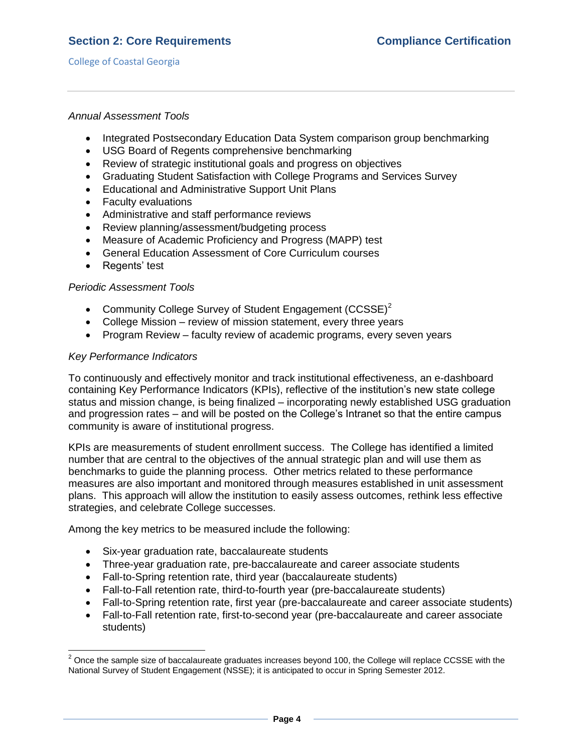*Annual Assessment Tools*

- Integrated Postsecondary Education Data System comparison group benchmarking
- USG Board of Regents comprehensive benchmarking
- Review of strategic institutional goals and progress on objectives
- Graduating Student Satisfaction with College Programs and Services Survey
- Educational and Administrative Support Unit Plans
- Faculty evaluations
- Administrative and staff performance reviews
- Review planning/assessment/budgeting process
- Measure of Academic Proficiency and Progress (MAPP) test
- General Education Assessment of Core Curriculum courses
- Regents' test

*Periodic Assessment Tools*

- Community College Survey of Student Engagement (CCSSE)[2]
- College Mission – review of mission statement, every three years
- Program Review – faculty review of academic programs, every seven years

*Key Performance Indicators*

To continuously and effectively monitor and track institutional effectiveness, an e-dashboard containing Key Performance Indicators (KPIs), reflective of the institution's new state college status and mission change, is being finalized – incorporating newly established USG graduation and progression rates – and will be posted on the College's Intranet so that the entire campus community is aware of institutional progress.

KPIs are measurements of student enrollment success. The College has identified a limited number that are central to the objectives of the annual strategic plan and will use them as benchmarks to guide the planning process. Other metrics related to these performance measures are also important and monitored through measures established in unit assessment plans. This approach will allow the institution to easily assess outcomes, rethink less effective strategies, and celebrate College successes.

Among the key metrics to be measured include the following:

- Six-year graduation rate, baccalaureate students
- Three-year graduation rate, pre-baccalaureate and career associate students
- Fall-to-Spring retention rate, third year (baccalaureate students)
- Fall-to-Fall retention rate, third-to-fourth year (pre-baccalaureate students)
- Fall-to-Spring retention rate, first year (pre-baccalaureate and career associate students)
- Fall-to-Fall retention rate, first-to-second year (pre-baccalaureate and career associate students)

---

[2] Once the sample size of baccalaureate graduates increases beyond 100, the College will replace CCSSE with the National Survey of Student Engagement (NSSE); it is anticipated to occur in Spring Semester 2012.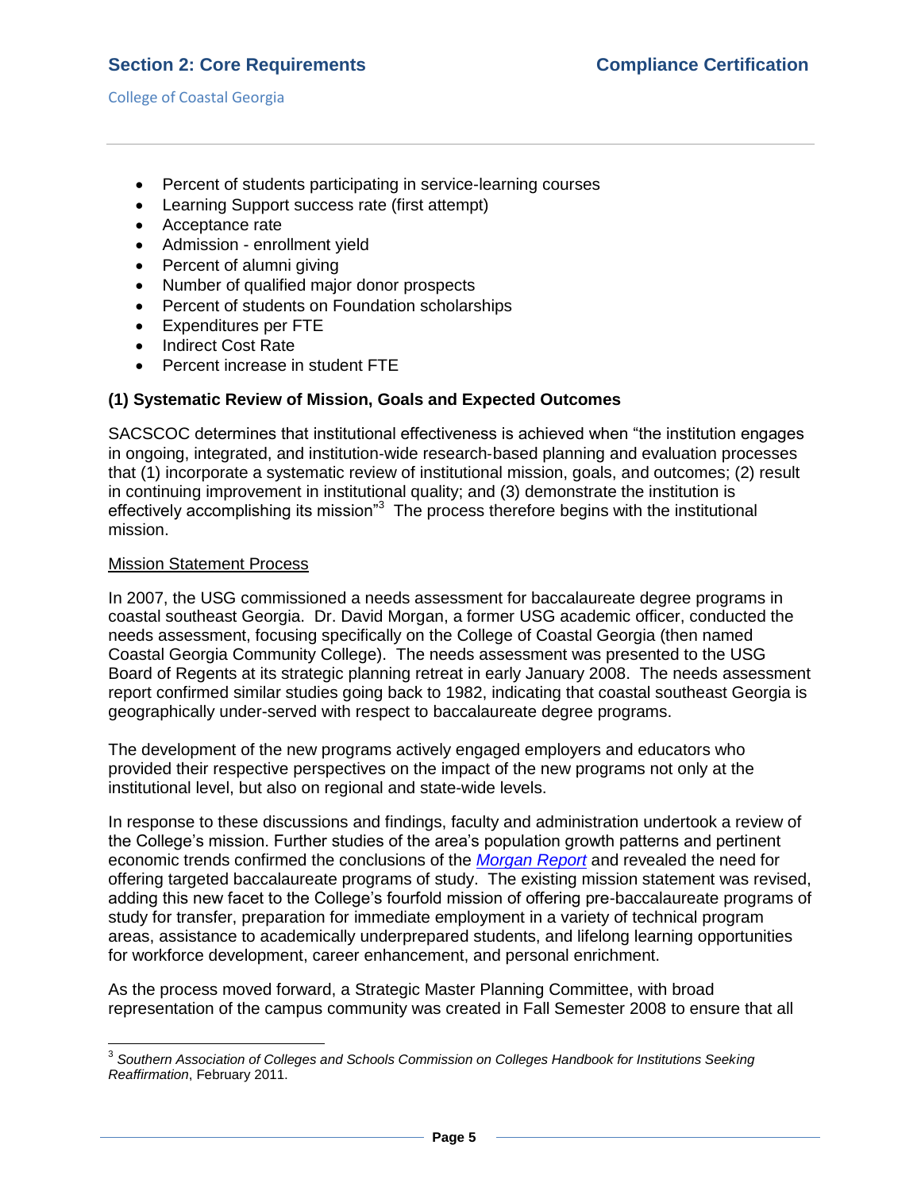- Percent of students participating in service-learning courses
- Learning Support success rate (first attempt)
- Acceptance rate
- Admission - enrollment yield
- Percent of alumni giving
- Number of qualified major donor prospects
- Percent of students on Foundation scholarships
- Expenditures per FTE
- Indirect Cost Rate
- Percent increase in student FTE

**(1) Systematic Review of Mission, Goals and Expected Outcomes**

SACSCOC determines that institutional effectiveness is achieved when "the institution engages in ongoing, integrated, and institution-wide research-based planning and evaluation processes that (1) incorporate a systematic review of institutional mission, goals, and outcomes; (2) result in continuing improvement in institutional quality; and (3) demonstrate the institution is effectively accomplishing its mission"[3] The process therefore begins with the institutional mission.

Mission Statement Process

In 2007, the USG commissioned a needs assessment for baccalaureate degree programs in coastal southeast Georgia. Dr. David Morgan, a former USG academic officer, conducted the needs assessment, focusing specifically on the College of Coastal Georgia (then named Coastal Georgia Community College). The needs assessment was presented to the USG Board of Regents at its strategic planning retreat in early January 2008. The needs assessment report confirmed similar studies going back to 1982, indicating that coastal southeast Georgia is geographically under-served with respect to baccalaureate degree programs.

The development of the new programs actively engaged employers and educators who provided their respective perspectives on the impact of the new programs not only at the institutional level, but also on regional and state-wide levels.

In response to these discussions and findings, faculty and administration undertook a review of the College's mission. Further studies of the area's population growth patterns and pertinent economic trends confirmed the conclusions of the *Morgan Report* and revealed the need for offering targeted baccalaureate programs of study. The existing mission statement was revised, adding this new facet to the College's fourfold mission of offering pre-baccalaureate programs of study for transfer, preparation for immediate employment in a variety of technical program areas, assistance to academically underprepared students, and lifelong learning opportunities for workforce development, career enhancement, and personal enrichment.

As the process moved forward, a Strategic Master Planning Committee, with broad representation of the campus community was created in Fall Semester 2008 to ensure that all

---

[3] *Southern Association of Colleges and Schools Commission on Colleges Handbook for Institutions Seeking Reaffirmation*, February 2011.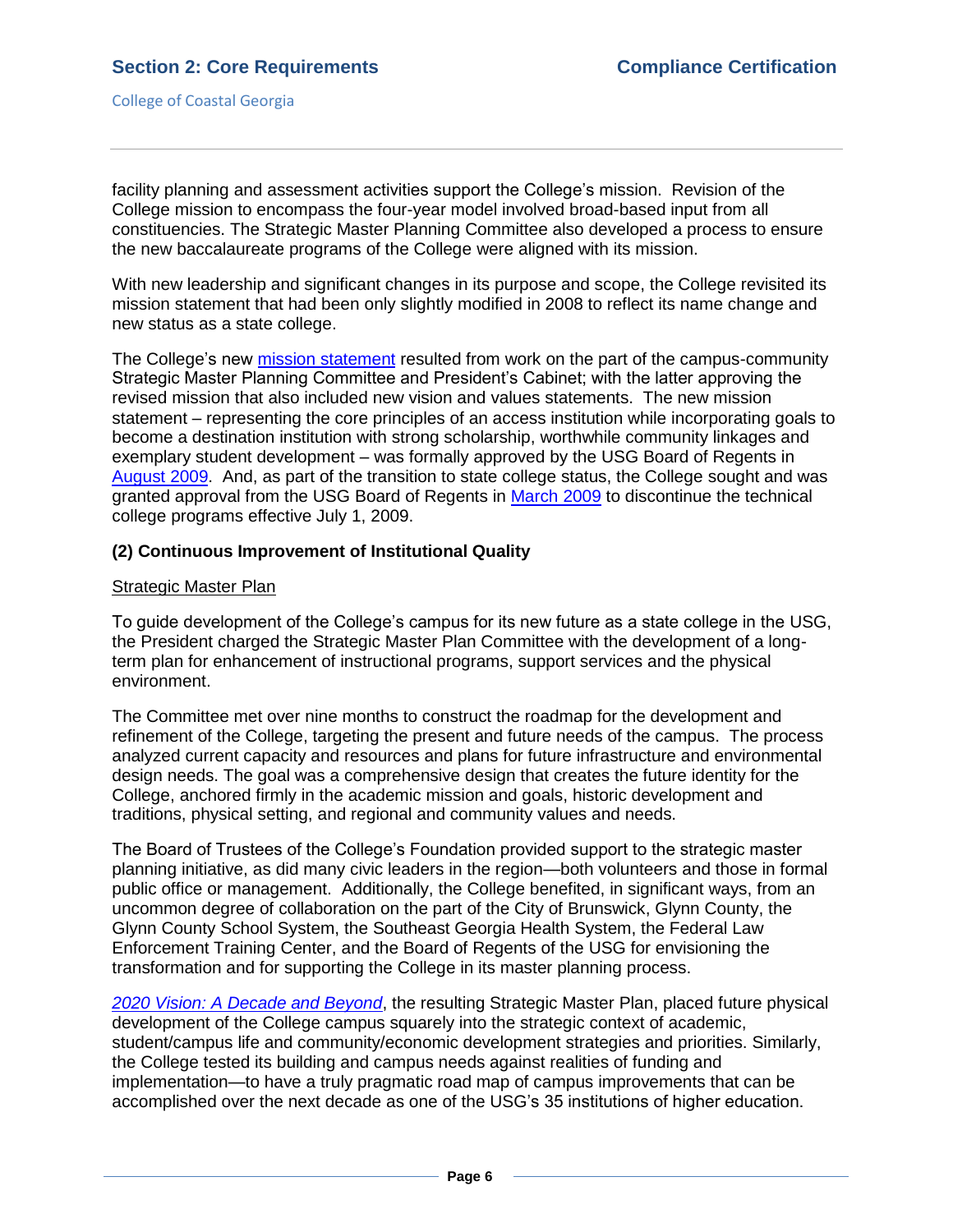facility planning and assessment activities support the College's mission. Revision of the College mission to encompass the four-year model involved broad-based input from all constituencies. The Strategic Master Planning Committee also developed a process to ensure the new baccalaureate programs of the College were aligned with its mission.

With new leadership and significant changes in its purpose and scope, the College revisited its mission statement that had been only slightly modified in 2008 to reflect its name change and new status as a state college.

The College's new mission statement resulted from work on the part of the campus-community Strategic Master Planning Committee and President's Cabinet; with the latter approving the revised mission that also included new vision and values statements. The new mission statement – representing the core principles of an access institution while incorporating goals to become a destination institution with strong scholarship, worthwhile community linkages and exemplary student development – was formally approved by the USG Board of Regents in August 2009. And, as part of the transition to state college status, the College sought and was granted approval from the USG Board of Regents in March 2009 to discontinue the technical college programs effective July 1, 2009.

**(2) Continuous Improvement of Institutional Quality**

Strategic Master Plan

To guide development of the College's campus for its new future as a state college in the USG, the President charged the Strategic Master Plan Committee with the development of a long-term plan for enhancement of instructional programs, support services and the physical environment.

The Committee met over nine months to construct the roadmap for the development and refinement of the College, targeting the present and future needs of the campus. The process analyzed current capacity and resources and plans for future infrastructure and environmental design needs. The goal was a comprehensive design that creates the future identity for the College, anchored firmly in the academic mission and goals, historic development and traditions, physical setting, and regional and community values and needs.

The Board of Trustees of the College's Foundation provided support to the strategic master planning initiative, as did many civic leaders in the region—both volunteers and those in formal public office or management. Additionally, the College benefited, in significant ways, from an uncommon degree of collaboration on the part of the City of Brunswick, Glynn County, the Glynn County School System, the Southeast Georgia Health System, the Federal Law Enforcement Training Center, and the Board of Regents of the USG for envisioning the transformation and for supporting the College in its master planning process.

*2020 Vision: A Decade and Beyond*, the resulting Strategic Master Plan, placed future physical development of the College campus squarely into the strategic context of academic, student/campus life and community/economic development strategies and priorities. Similarly, the College tested its building and campus needs against realities of funding and implementation—to have a truly pragmatic road map of campus improvements that can be accomplished over the next decade as one of the USG's 35 institutions of higher education.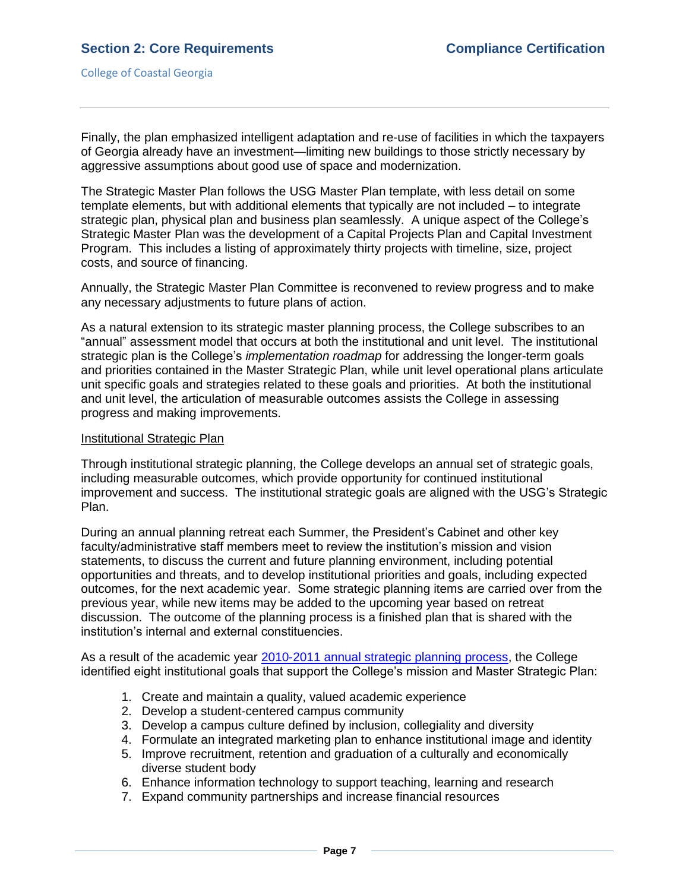Finally, the plan emphasized intelligent adaptation and re-use of facilities in which the taxpayers of Georgia already have an investment—limiting new buildings to those strictly necessary by aggressive assumptions about good use of space and modernization.

The Strategic Master Plan follows the USG Master Plan template, with less detail on some template elements, but with additional elements that typically are not included – to integrate strategic plan, physical plan and business plan seamlessly. A unique aspect of the College's Strategic Master Plan was the development of a Capital Projects Plan and Capital Investment Program. This includes a listing of approximately thirty projects with timeline, size, project costs, and source of financing.

Annually, the Strategic Master Plan Committee is reconvened to review progress and to make any necessary adjustments to future plans of action.

As a natural extension to its strategic master planning process, the College subscribes to an "annual" assessment model that occurs at both the institutional and unit level. The institutional strategic plan is the College's *implementation roadmap* for addressing the longer-term goals and priorities contained in the Master Strategic Plan, while unit level operational plans articulate unit specific goals and strategies related to these goals and priorities. At both the institutional and unit level, the articulation of measurable outcomes assists the College in assessing progress and making improvements.

Institutional Strategic Plan

Through institutional strategic planning, the College develops an annual set of strategic goals, including measurable outcomes, which provide opportunity for continued institutional improvement and success. The institutional strategic goals are aligned with the USG's Strategic Plan.

During an annual planning retreat each Summer, the President's Cabinet and other key faculty/administrative staff members meet to review the institution's mission and vision statements, to discuss the current and future planning environment, including potential opportunities and threats, and to develop institutional priorities and goals, including expected outcomes, for the next academic year. Some strategic planning items are carried over from the previous year, while new items may be added to the upcoming year based on retreat discussion. The outcome of the planning process is a finished plan that is shared with the institution's internal and external constituencies.

As a result of the academic year 2010-2011 annual strategic planning process, the College identified eight institutional goals that support the College's mission and Master Strategic Plan:

1. Create and maintain a quality, valued academic experience
2. Develop a student-centered campus community
3. Develop a campus culture defined by inclusion, collegiality and diversity
4. Formulate an integrated marketing plan to enhance institutional image and identity
5. Improve recruitment, retention and graduation of a culturally and economically diverse student body
6. Enhance information technology to support teaching, learning and research
7. Expand community partnerships and increase financial resources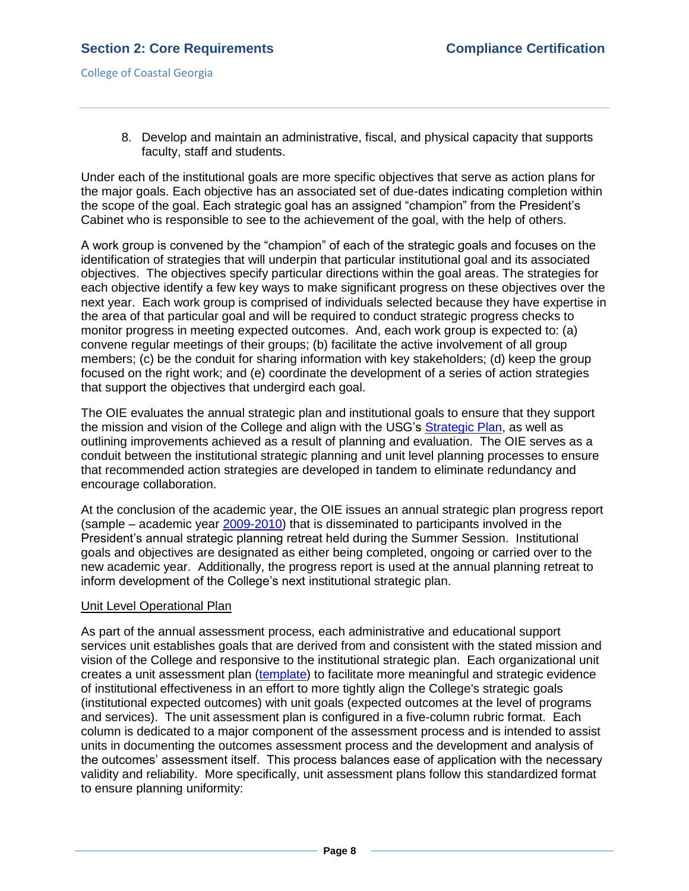8. Develop and maintain an administrative, fiscal, and physical capacity that supports faculty, staff and students.

Under each of the institutional goals are more specific objectives that serve as action plans for the major goals. Each objective has an associated set of due-dates indicating completion within the scope of the goal. Each strategic goal has an assigned "champion" from the President's Cabinet who is responsible to see to the achievement of the goal, with the help of others.

A work group is convened by the "champion" of each of the strategic goals and focuses on the identification of strategies that will underpin that particular institutional goal and its associated objectives. The objectives specify particular directions within the goal areas. The strategies for each objective identify a few key ways to make significant progress on these objectives over the next year. Each work group is comprised of individuals selected because they have expertise in the area of that particular goal and will be required to conduct strategic progress checks to monitor progress in meeting expected outcomes. And, each work group is expected to: (a) convene regular meetings of their groups; (b) facilitate the active involvement of all group members; (c) be the conduit for sharing information with key stakeholders; (d) keep the group focused on the right work; and (e) coordinate the development of a series of action strategies that support the objectives that undergird each goal.

The OIE evaluates the annual strategic plan and institutional goals to ensure that they support the mission and vision of the College and align with the USG's Strategic Plan, as well as outlining improvements achieved as a result of planning and evaluation. The OIE serves as a conduit between the institutional strategic planning and unit level planning processes to ensure that recommended action strategies are developed in tandem to eliminate redundancy and encourage collaboration.

At the conclusion of the academic year, the OIE issues an annual strategic plan progress report (sample – academic year 2009-2010) that is disseminated to participants involved in the President's annual strategic planning retreat held during the Summer Session. Institutional goals and objectives are designated as either being completed, ongoing or carried over to the new academic year. Additionally, the progress report is used at the annual planning retreat to inform development of the College's next institutional strategic plan.

Unit Level Operational Plan

As part of the annual assessment process, each administrative and educational support services unit establishes goals that are derived from and consistent with the stated mission and vision of the College and responsive to the institutional strategic plan. Each organizational unit creates a unit assessment plan (template) to facilitate more meaningful and strategic evidence of institutional effectiveness in an effort to more tightly align the College's strategic goals (institutional expected outcomes) with unit goals (expected outcomes at the level of programs and services). The unit assessment plan is configured in a five-column rubric format. Each column is dedicated to a major component of the assessment process and is intended to assist units in documenting the outcomes assessment process and the development and analysis of the outcomes' assessment itself. This process balances ease of application with the necessary validity and reliability. More specifically, unit assessment plans follow this standardized format to ensure planning uniformity: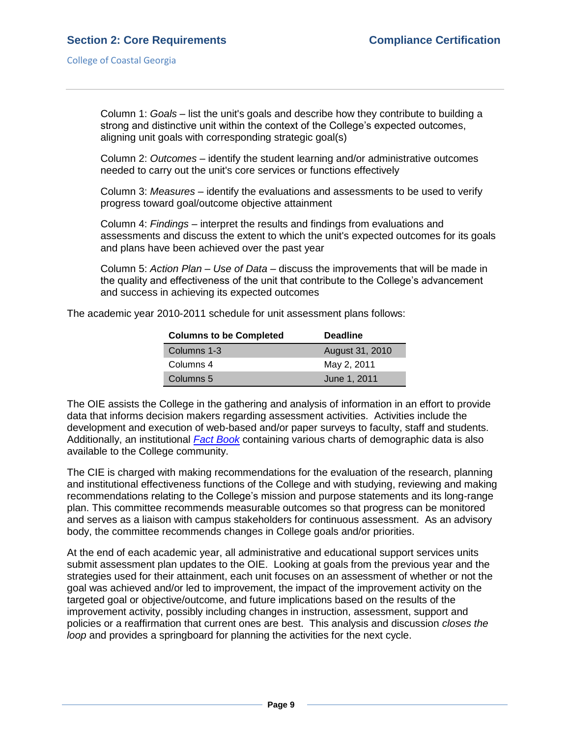Column 1: *Goals* – list the unit's goals and describe how they contribute to building a strong and distinctive unit within the context of the College's expected outcomes, aligning unit goals with corresponding strategic goal(s)

Column 2: *Outcomes* – identify the student learning and/or administrative outcomes needed to carry out the unit's core services or functions effectively

Column 3: *Measures* – identify the evaluations and assessments to be used to verify progress toward goal/outcome objective attainment

Column 4: *Findings* – interpret the results and findings from evaluations and assessments and discuss the extent to which the unit's expected outcomes for its goals and plans have been achieved over the past year

Column 5: *Action Plan – Use of Data* – discuss the improvements that will be made in the quality and effectiveness of the unit that contribute to the College's advancement and success in achieving its expected outcomes

The academic year 2010-2011 schedule for unit assessment plans follows:

| Columns to be Completed | Deadline |
| --- | --- |
| Columns 1-3 | August 31, 2010 |
| Columns 4 | May 2, 2011 |
| Columns 5 | June 1, 2011 |

The OIE assists the College in the gathering and analysis of information in an effort to provide data that informs decision makers regarding assessment activities. Activities include the development and execution of web-based and/or paper surveys to faculty, staff and students. Additionally, an institutional *Fact Book* containing various charts of demographic data is also available to the College community.

The CIE is charged with making recommendations for the evaluation of the research, planning and institutional effectiveness functions of the College and with studying, reviewing and making recommendations relating to the College's mission and purpose statements and its long-range plan. This committee recommends measurable outcomes so that progress can be monitored and serves as a liaison with campus stakeholders for continuous assessment. As an advisory body, the committee recommends changes in College goals and/or priorities.

At the end of each academic year, all administrative and educational support services units submit assessment plan updates to the OIE. Looking at goals from the previous year and the strategies used for their attainment, each unit focuses on an assessment of whether or not the goal was achieved and/or led to improvement, the impact of the improvement activity on the targeted goal or objective/outcome, and future implications based on the results of the improvement activity, possibly including changes in instruction, assessment, support and policies or a reaffirmation that current ones are best. This analysis and discussion *closes the loop* and provides a springboard for planning the activities for the next cycle.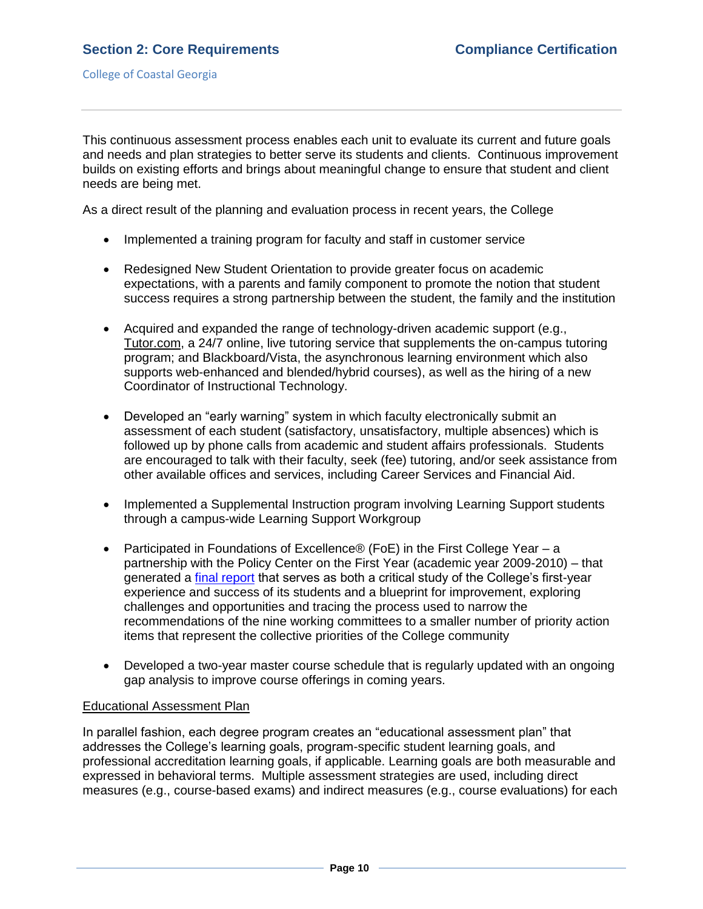This continuous assessment process enables each unit to evaluate its current and future goals and needs and plan strategies to better serve its students and clients. Continuous improvement builds on existing efforts and brings about meaningful change to ensure that student and client needs are being met.

As a direct result of the planning and evaluation process in recent years, the College

- Implemented a training program for faculty and staff in customer service
- Redesigned New Student Orientation to provide greater focus on academic expectations, with a parents and family component to promote the notion that student success requires a strong partnership between the student, the family and the institution
- Acquired and expanded the range of technology-driven academic support (e.g., Tutor.com, a 24/7 online, live tutoring service that supplements the on-campus tutoring program; and Blackboard/Vista, the asynchronous learning environment which also supports web-enhanced and blended/hybrid courses), as well as the hiring of a new Coordinator of Instructional Technology.
- Developed an "early warning" system in which faculty electronically submit an assessment of each student (satisfactory, unsatisfactory, multiple absences) which is followed up by phone calls from academic and student affairs professionals. Students are encouraged to talk with their faculty, seek (fee) tutoring, and/or seek assistance from other available offices and services, including Career Services and Financial Aid.
- Implemented a Supplemental Instruction program involving Learning Support students through a campus-wide Learning Support Workgroup
- Participated in Foundations of Excellence® (FoE) in the First College Year – a partnership with the Policy Center on the First Year (academic year 2009-2010) – that generated a final report that serves as both a critical study of the College's first-year experience and success of its students and a blueprint for improvement, exploring challenges and opportunities and tracing the process used to narrow the recommendations of the nine working committees to a smaller number of priority action items that represent the collective priorities of the College community
- Developed a two-year master course schedule that is regularly updated with an ongoing gap analysis to improve course offerings in coming years.

Educational Assessment Plan

In parallel fashion, each degree program creates an "educational assessment plan" that addresses the College's learning goals, program-specific student learning goals, and professional accreditation learning goals, if applicable. Learning goals are both measurable and expressed in behavioral terms. Multiple assessment strategies are used, including direct measures (e.g., course-based exams) and indirect measures (e.g., course evaluations) for each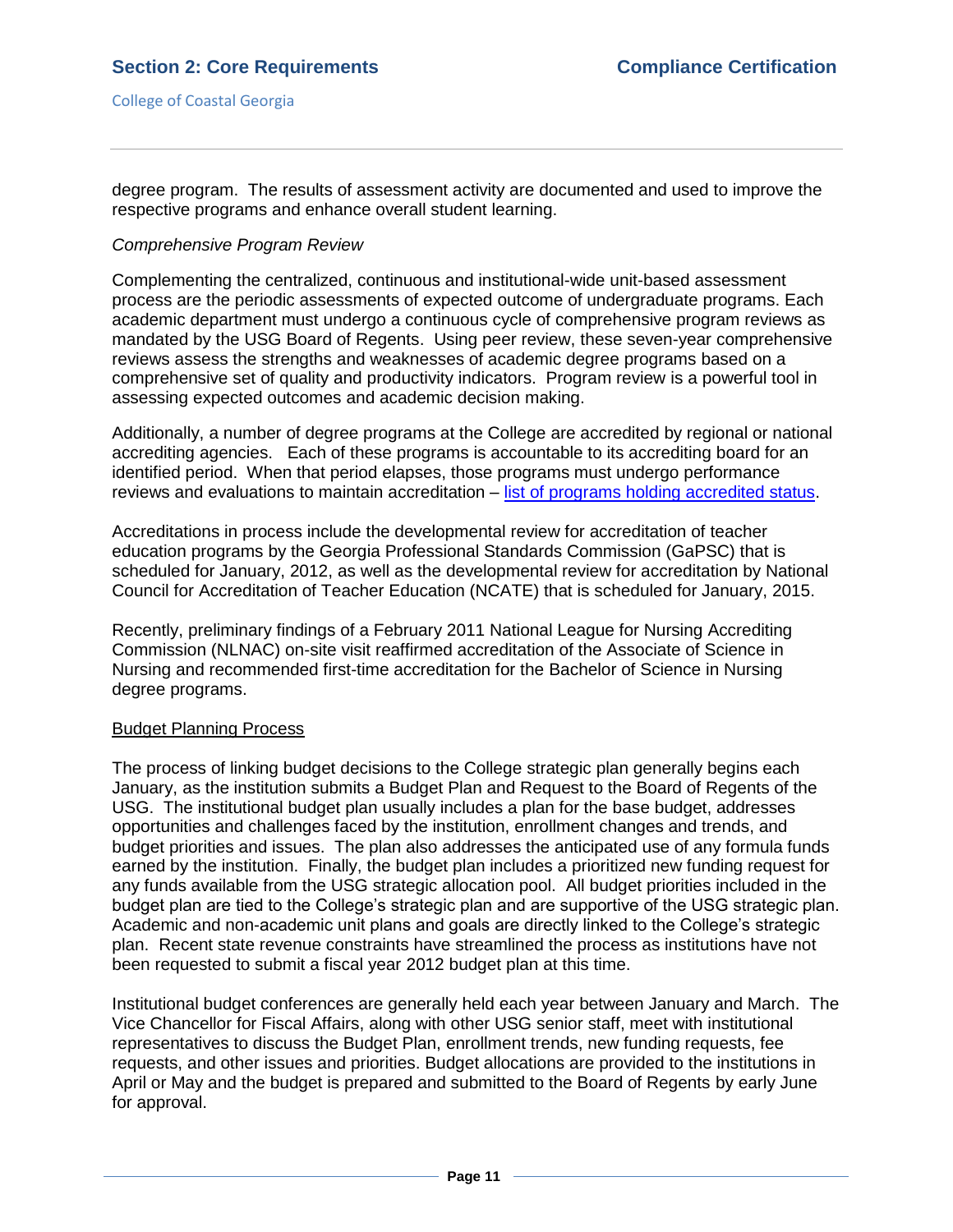degree program. The results of assessment activity are documented and used to improve the respective programs and enhance overall student learning.

*Comprehensive Program Review*

Complementing the centralized, continuous and institutional-wide unit-based assessment process are the periodic assessments of expected outcome of undergraduate programs. Each academic department must undergo a continuous cycle of comprehensive program reviews as mandated by the USG Board of Regents. Using peer review, these seven-year comprehensive reviews assess the strengths and weaknesses of academic degree programs based on a comprehensive set of quality and productivity indicators. Program review is a powerful tool in assessing expected outcomes and academic decision making.

Additionally, a number of degree programs at the College are accredited by regional or national accrediting agencies. Each of these programs is accountable to its accrediting board for an identified period. When that period elapses, those programs must undergo performance reviews and evaluations to maintain accreditation – list of programs holding accredited status.

Accreditations in process include the developmental review for accreditation of teacher education programs by the Georgia Professional Standards Commission (GaPSC) that is scheduled for January, 2012, as well as the developmental review for accreditation by National Council for Accreditation of Teacher Education (NCATE) that is scheduled for January, 2015.

Recently, preliminary findings of a February 2011 National League for Nursing Accrediting Commission (NLNAC) on-site visit reaffirmed accreditation of the Associate of Science in Nursing and recommended first-time accreditation for the Bachelor of Science in Nursing degree programs.

Budget Planning Process

The process of linking budget decisions to the College strategic plan generally begins each January, as the institution submits a Budget Plan and Request to the Board of Regents of the USG. The institutional budget plan usually includes a plan for the base budget, addresses opportunities and challenges faced by the institution, enrollment changes and trends, and budget priorities and issues. The plan also addresses the anticipated use of any formula funds earned by the institution. Finally, the budget plan includes a prioritized new funding request for any funds available from the USG strategic allocation pool. All budget priorities included in the budget plan are tied to the College's strategic plan and are supportive of the USG strategic plan. Academic and non-academic unit plans and goals are directly linked to the College's strategic plan. Recent state revenue constraints have streamlined the process as institutions have not been requested to submit a fiscal year 2012 budget plan at this time.

Institutional budget conferences are generally held each year between January and March. The Vice Chancellor for Fiscal Affairs, along with other USG senior staff, meet with institutional representatives to discuss the Budget Plan, enrollment trends, new funding requests, fee requests, and other issues and priorities. Budget allocations are provided to the institutions in April or May and the budget is prepared and submitted to the Board of Regents by early June for approval.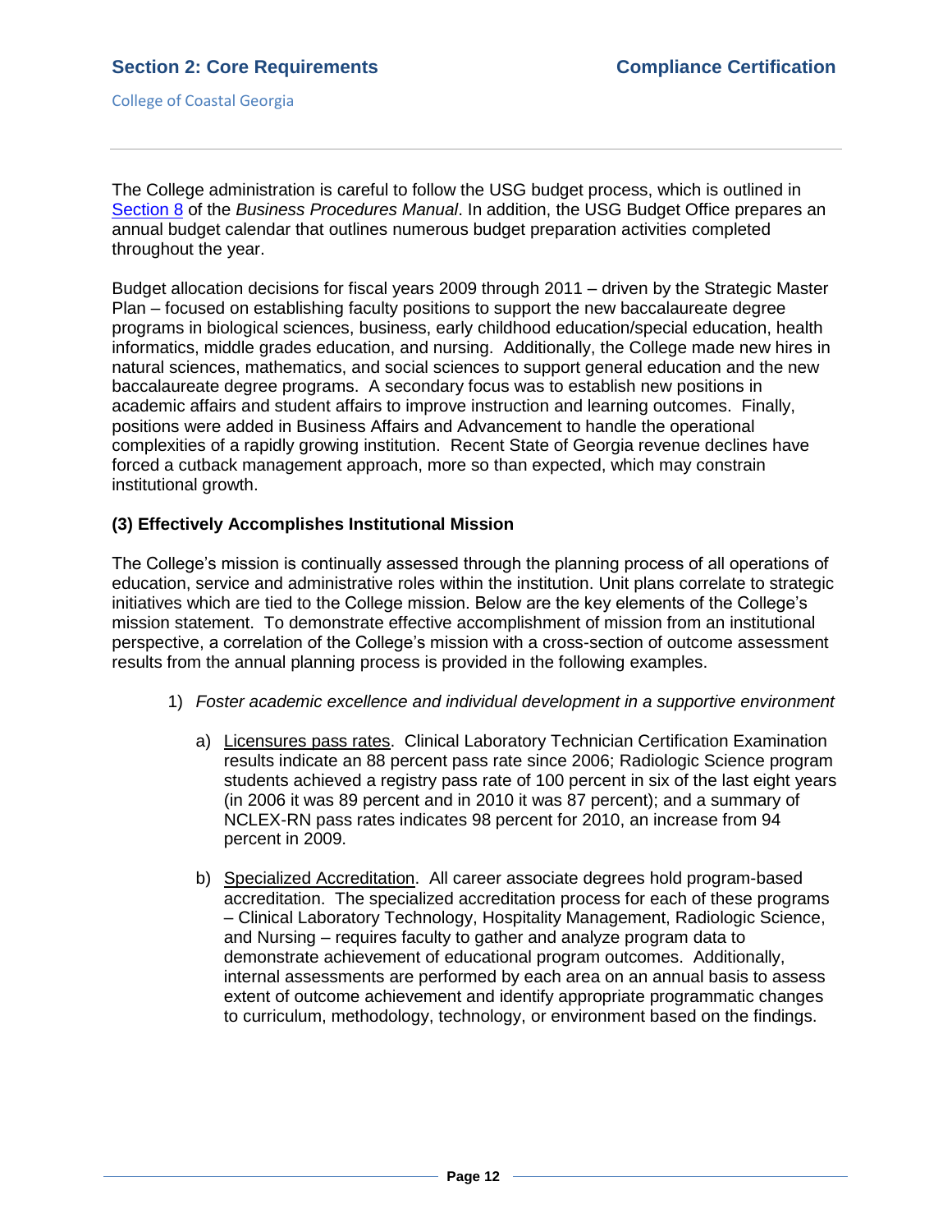The College administration is careful to follow the USG budget process, which is outlined in Section 8 of the *Business Procedures Manual*. In addition, the USG Budget Office prepares an annual budget calendar that outlines numerous budget preparation activities completed throughout the year.

Budget allocation decisions for fiscal years 2009 through 2011 – driven by the Strategic Master Plan – focused on establishing faculty positions to support the new baccalaureate degree programs in biological sciences, business, early childhood education/special education, health informatics, middle grades education, and nursing. Additionally, the College made new hires in natural sciences, mathematics, and social sciences to support general education and the new baccalaureate degree programs. A secondary focus was to establish new positions in academic affairs and student affairs to improve instruction and learning outcomes. Finally, positions were added in Business Affairs and Advancement to handle the operational complexities of a rapidly growing institution. Recent State of Georgia revenue declines have forced a cutback management approach, more so than expected, which may constrain institutional growth.

**(3) Effectively Accomplishes Institutional Mission**

The College's mission is continually assessed through the planning process of all operations of education, service and administrative roles within the institution. Unit plans correlate to strategic initiatives which are tied to the College mission. Below are the key elements of the College's mission statement. To demonstrate effective accomplishment of mission from an institutional perspective, a correlation of the College's mission with a cross-section of outcome assessment results from the annual planning process is provided in the following examples.

1) *Foster academic excellence and individual development in a supportive environment*

    a) Licensures pass rates. Clinical Laboratory Technician Certification Examination results indicate an 88 percent pass rate since 2006; Radiologic Science program students achieved a registry pass rate of 100 percent in six of the last eight years (in 2006 it was 89 percent and in 2010 it was 87 percent); and a summary of NCLEX-RN pass rates indicates 98 percent for 2010, an increase from 94 percent in 2009.

    b) Specialized Accreditation. All career associate degrees hold program-based accreditation. The specialized accreditation process for each of these programs – Clinical Laboratory Technology, Hospitality Management, Radiologic Science, and Nursing – requires faculty to gather and analyze program data to demonstrate achievement of educational program outcomes. Additionally, internal assessments are performed by each area on an annual basis to assess extent of outcome achievement and identify appropriate programmatic changes to curriculum, methodology, technology, or environment based on the findings.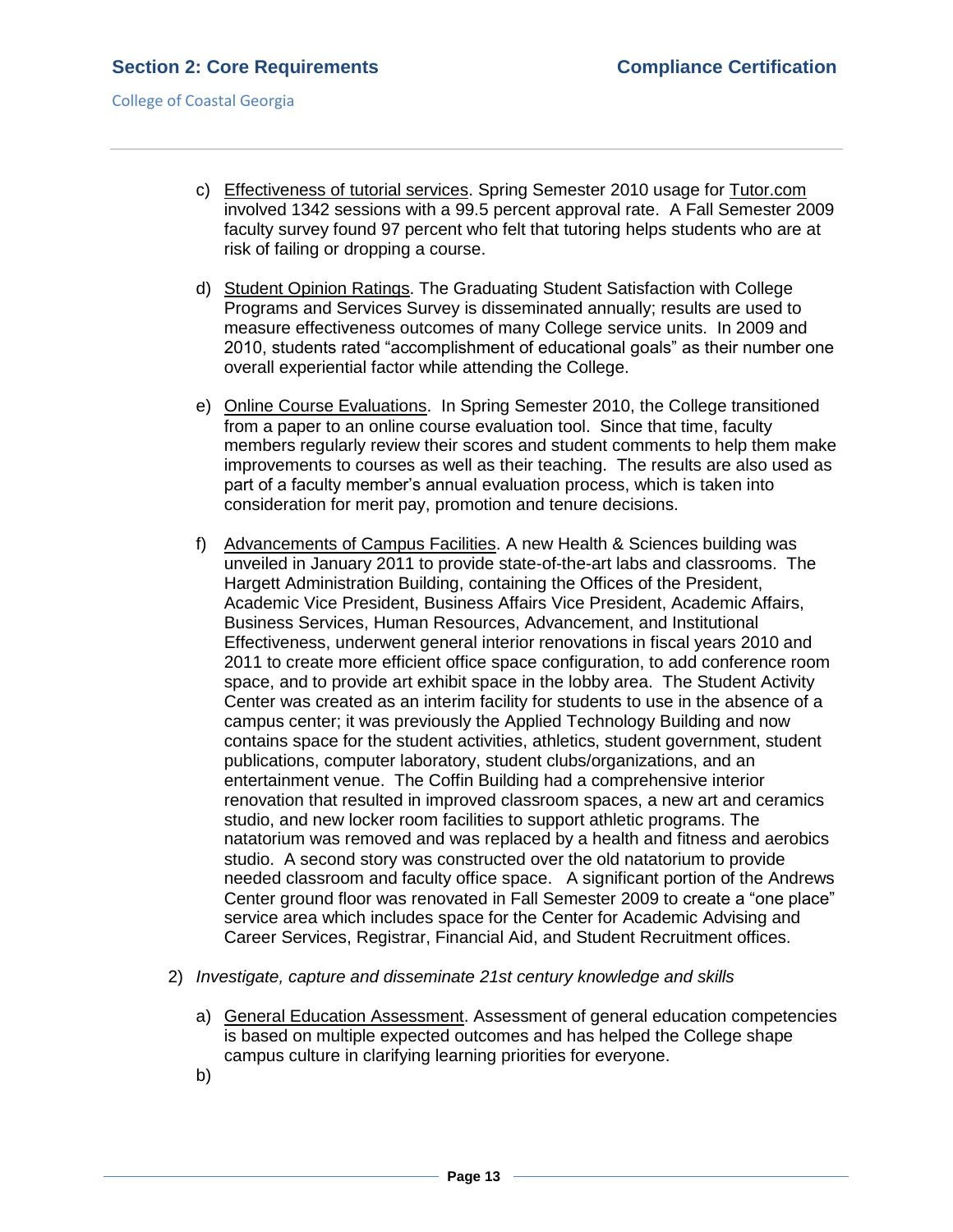c) <u>Effectiveness of tutorial services</u>. Spring Semester 2010 usage for <u>Tutor.com</u> involved 1342 sessions with a 99.5 percent approval rate. A Fall Semester 2009 faculty survey found 97 percent who felt that tutoring helps students who are at risk of failing or dropping a course.

d) <u>Student Opinion Ratings</u>. The Graduating Student Satisfaction with College Programs and Services Survey is disseminated annually; results are used to measure effectiveness outcomes of many College service units. In 2009 and 2010, students rated "accomplishment of educational goals" as their number one overall experiential factor while attending the College.

e) <u>Online Course Evaluations</u>. In Spring Semester 2010, the College transitioned from a paper to an online course evaluation tool. Since that time, faculty members regularly review their scores and student comments to help them make improvements to courses as well as their teaching. The results are also used as part of a faculty member's annual evaluation process, which is taken into consideration for merit pay, promotion and tenure decisions.

f) <u>Advancements of Campus Facilities</u>. A new Health & Sciences building was unveiled in January 2011 to provide state-of-the-art labs and classrooms. The Hargett Administration Building, containing the Offices of the President, Academic Vice President, Business Affairs Vice President, Academic Affairs, Business Services, Human Resources, Advancement, and Institutional Effectiveness, underwent general interior renovations in fiscal years 2010 and 2011 to create more efficient office space configuration, to add conference room space, and to provide art exhibit space in the lobby area. The Student Activity Center was created as an interim facility for students to use in the absence of a campus center; it was previously the Applied Technology Building and now contains space for the student activities, athletics, student government, student publications, computer laboratory, student clubs/organizations, and an entertainment venue. The Coffin Building had a comprehensive interior renovation that resulted in improved classroom spaces, a new art and ceramics studio, and new locker room facilities to support athletic programs. The natatorium was removed and was replaced by a health and fitness and aerobics studio. A second story was constructed over the old natatorium to provide needed classroom and faculty office space. A significant portion of the Andrews Center ground floor was renovated in Fall Semester 2009 to create a "one place" service area which includes space for the Center for Academic Advising and Career Services, Registrar, Financial Aid, and Student Recruitment offices.

2) *Investigate, capture and disseminate 21st century knowledge and skills*

a) <u>General Education Assessment</u>. Assessment of general education competencies is based on multiple expected outcomes and has helped the College shape campus culture in clarifying learning priorities for everyone.

b)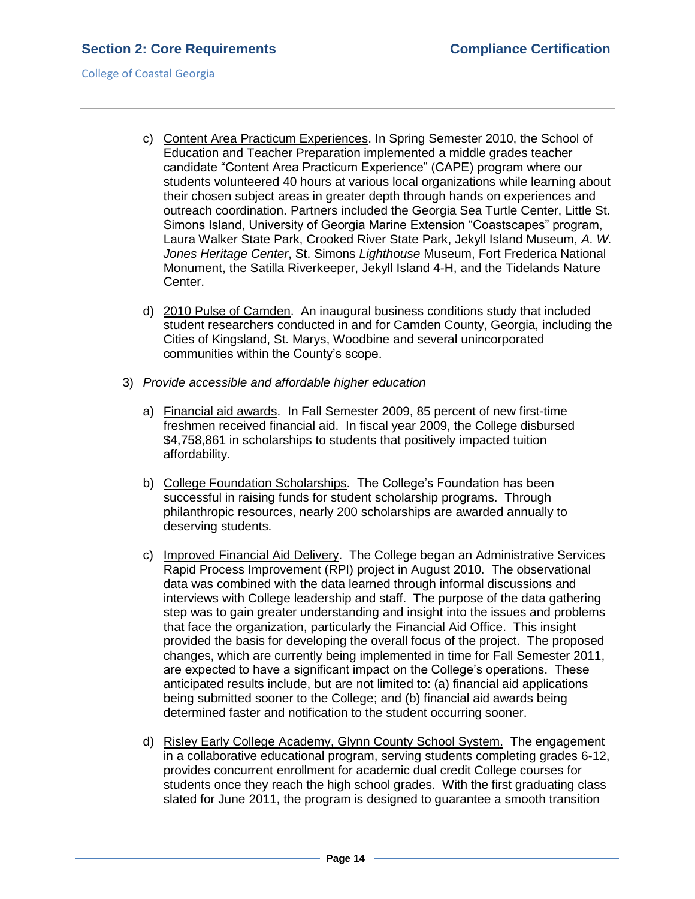c) Content Area Practicum Experiences. In Spring Semester 2010, the School of Education and Teacher Preparation implemented a middle grades teacher candidate "Content Area Practicum Experience" (CAPE) program where our students volunteered 40 hours at various local organizations while learning about their chosen subject areas in greater depth through hands on experiences and outreach coordination. Partners included the Georgia Sea Turtle Center, Little St. Simons Island, University of Georgia Marine Extension "Coastscapes" program, Laura Walker State Park, Crooked River State Park, Jekyll Island Museum, *A. W. Jones Heritage Center*, St. Simons *Lighthouse* Museum, Fort Frederica National Monument, the Satilla Riverkeeper, Jekyll Island 4-H, and the Tidelands Nature Center.

d) 2010 Pulse of Camden. An inaugural business conditions study that included student researchers conducted in and for Camden County, Georgia, including the Cities of Kingsland, St. Marys, Woodbine and several unincorporated communities within the County's scope.

3) *Provide accessible and affordable higher education*

a) Financial aid awards. In Fall Semester 2009, 85 percent of new first-time freshmen received financial aid. In fiscal year 2009, the College disbursed $4,758,861 in scholarships to students that positively impacted tuition affordability.

b) College Foundation Scholarships. The College's Foundation has been successful in raising funds for student scholarship programs. Through philanthropic resources, nearly 200 scholarships are awarded annually to deserving students.

c) Improved Financial Aid Delivery. The College began an Administrative Services Rapid Process Improvement (RPI) project in August 2010. The observational data was combined with the data learned through informal discussions and interviews with College leadership and staff. The purpose of the data gathering step was to gain greater understanding and insight into the issues and problems that face the organization, particularly the Financial Aid Office. This insight provided the basis for developing the overall focus of the project. The proposed changes, which are currently being implemented in time for Fall Semester 2011, are expected to have a significant impact on the College's operations. These anticipated results include, but are not limited to: (a) financial aid applications being submitted sooner to the College; and (b) financial aid awards being determined faster and notification to the student occurring sooner.

d) Risley Early College Academy, Glynn County School System. The engagement in a collaborative educational program, serving students completing grades 6-12, provides concurrent enrollment for academic dual credit College courses for students once they reach the high school grades. With the first graduating class slated for June 2011, the program is designed to guarantee a smooth transition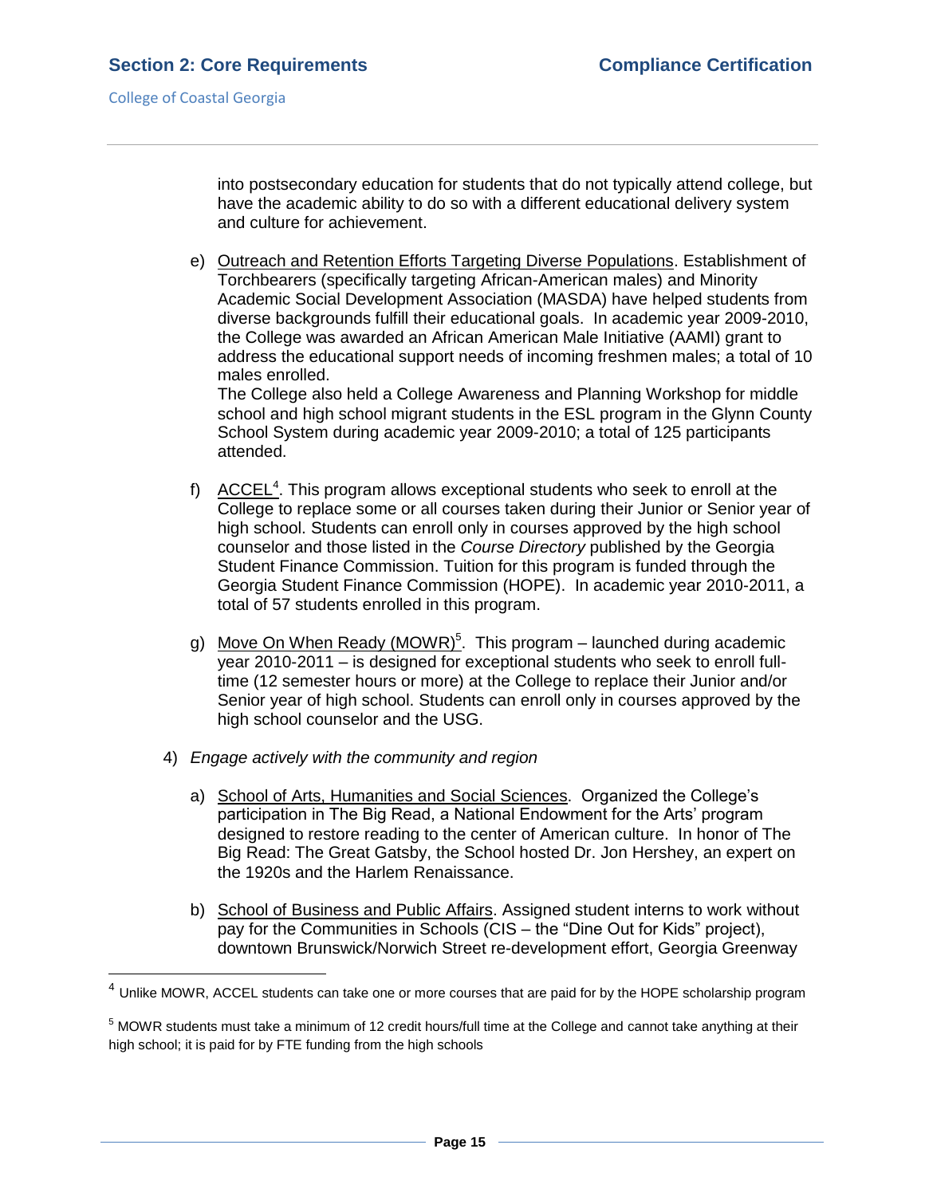into postsecondary education for students that do not typically attend college, but have the academic ability to do so with a different educational delivery system and culture for achievement.

e) Outreach and Retention Efforts Targeting Diverse Populations. Establishment of Torchbearers (specifically targeting African-American males) and Minority Academic Social Development Association (MASDA) have helped students from diverse backgrounds fulfill their educational goals. In academic year 2009-2010, the College was awarded an African American Male Initiative (AAMI) grant to address the educational support needs of incoming freshmen males; a total of 10 males enrolled.
The College also held a College Awareness and Planning Workshop for middle school and high school migrant students in the ESL program in the Glynn County School System during academic year 2009-2010; a total of 125 participants attended.

f) ACCEL[4]. This program allows exceptional students who seek to enroll at the College to replace some or all courses taken during their Junior or Senior year of high school. Students can enroll only in courses approved by the high school counselor and those listed in the *Course Directory* published by the Georgia Student Finance Commission. Tuition for this program is funded through the Georgia Student Finance Commission (HOPE). In academic year 2010-2011, a total of 57 students enrolled in this program.

g) Move On When Ready (MOWR)[5]. This program – launched during academic year 2010-2011 – is designed for exceptional students who seek to enroll full-time (12 semester hours or more) at the College to replace their Junior and/or Senior year of high school. Students can enroll only in courses approved by the high school counselor and the USG.

4) *Engage actively with the community and region*

a) School of Arts, Humanities and Social Sciences. Organized the College's participation in The Big Read, a National Endowment for the Arts' program designed to restore reading to the center of American culture. In honor of The Big Read: The Great Gatsby, the School hosted Dr. Jon Hershey, an expert on the 1920s and the Harlem Renaissance.

b) School of Business and Public Affairs. Assigned student interns to work without pay for the Communities in Schools (CIS – the "Dine Out for Kids" project), downtown Brunswick/Norwich Street re-development effort, Georgia Greenway

---

[4] Unlike MOWR, ACCEL students can take one or more courses that are paid for by the HOPE scholarship program

[5] MOWR students must take a minimum of 12 credit hours/full time at the College and cannot take anything at their high school; it is paid for by FTE funding from the high schools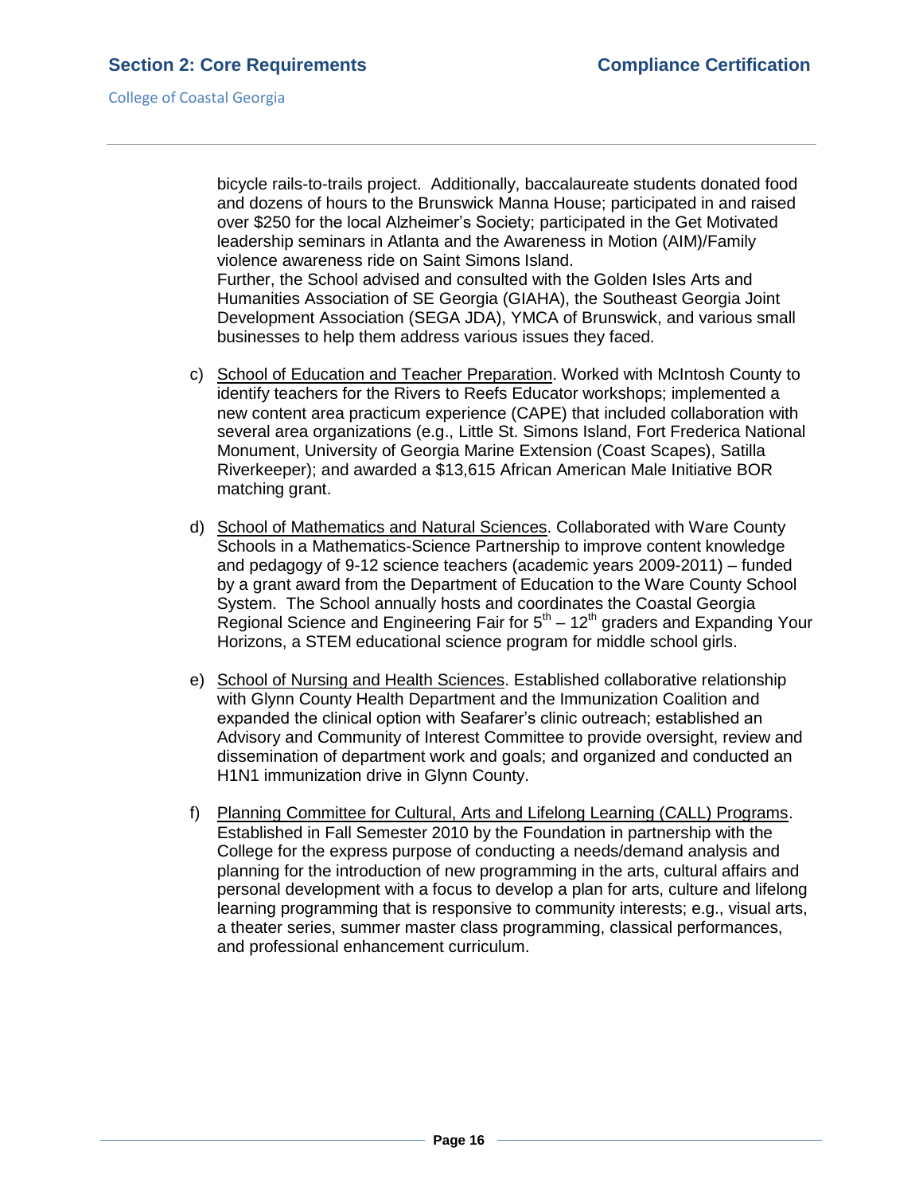bicycle rails-to-trails project. Additionally, baccalaureate students donated food and dozens of hours to the Brunswick Manna House; participated in and raised over $250 for the local Alzheimer's Society; participated in the Get Motivated leadership seminars in Atlanta and the Awareness in Motion (AIM)/Family violence awareness ride on Saint Simons Island.
Further, the School advised and consulted with the Golden Isles Arts and Humanities Association of SE Georgia (GIAHA), the Southeast Georgia Joint Development Association (SEGA JDA), YMCA of Brunswick, and various small businesses to help them address various issues they faced.

c) School of Education and Teacher Preparation. Worked with McIntosh County to identify teachers for the Rivers to Reefs Educator workshops; implemented a new content area practicum experience (CAPE) that included collaboration with several area organizations (e.g., Little St. Simons Island, Fort Frederica National Monument, University of Georgia Marine Extension (Coast Scapes), Satilla Riverkeeper); and awarded a $13,615 African American Male Initiative BOR matching grant.

d) School of Mathematics and Natural Sciences. Collaborated with Ware County Schools in a Mathematics-Science Partnership to improve content knowledge and pedagogy of 9-12 science teachers (academic years 2009-2011) – funded by a grant award from the Department of Education to the Ware County School System. The School annually hosts and coordinates the Coastal Georgia Regional Science and Engineering Fair for 5th – 12th graders and Expanding Your Horizons, a STEM educational science program for middle school girls.

e) School of Nursing and Health Sciences. Established collaborative relationship with Glynn County Health Department and the Immunization Coalition and expanded the clinical option with Seafarer's clinic outreach; established an Advisory and Community of Interest Committee to provide oversight, review and dissemination of department work and goals; and organized and conducted an H1N1 immunization drive in Glynn County.

f) Planning Committee for Cultural, Arts and Lifelong Learning (CALL) Programs. Established in Fall Semester 2010 by the Foundation in partnership with the College for the express purpose of conducting a needs/demand analysis and planning for the introduction of new programming in the arts, cultural affairs and personal development with a focus to develop a plan for arts, culture and lifelong learning programming that is responsive to community interests; e.g., visual arts, a theater series, summer master class programming, classical performances, and professional enhancement curriculum.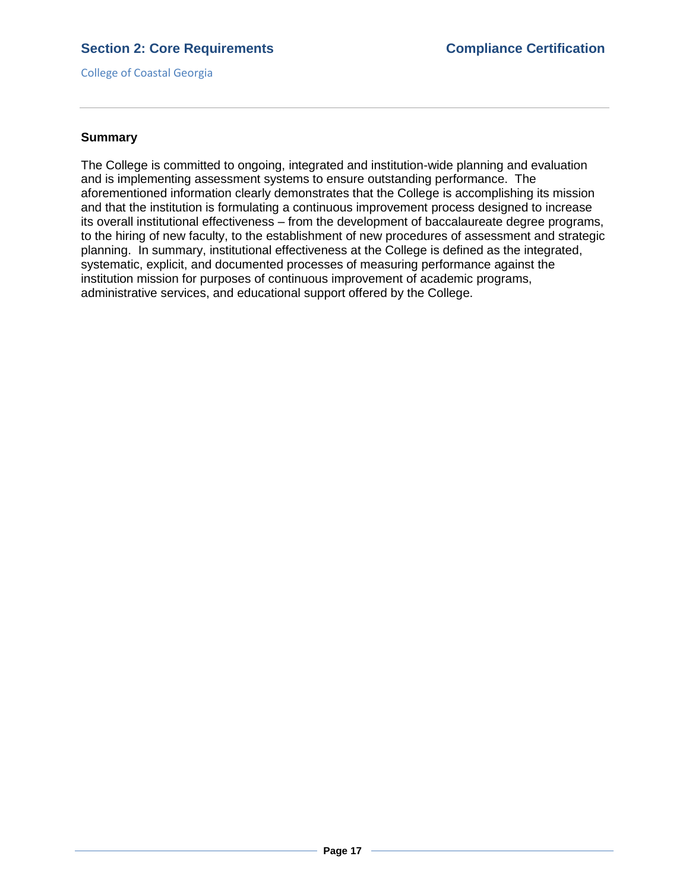### Summary

The College is committed to ongoing, integrated and institution-wide planning and evaluation and is implementing assessment systems to ensure outstanding performance. The aforementioned information clearly demonstrates that the College is accomplishing its mission and that the institution is formulating a continuous improvement process designed to increase its overall institutional effectiveness – from the development of baccalaureate degree programs, to the hiring of new faculty, to the establishment of new procedures of assessment and strategic planning. In summary, institutional effectiveness at the College is defined as the integrated, systematic, explicit, and documented processes of measuring performance against the institution mission for purposes of continuous improvement of academic programs, administrative services, and educational support offered by the College.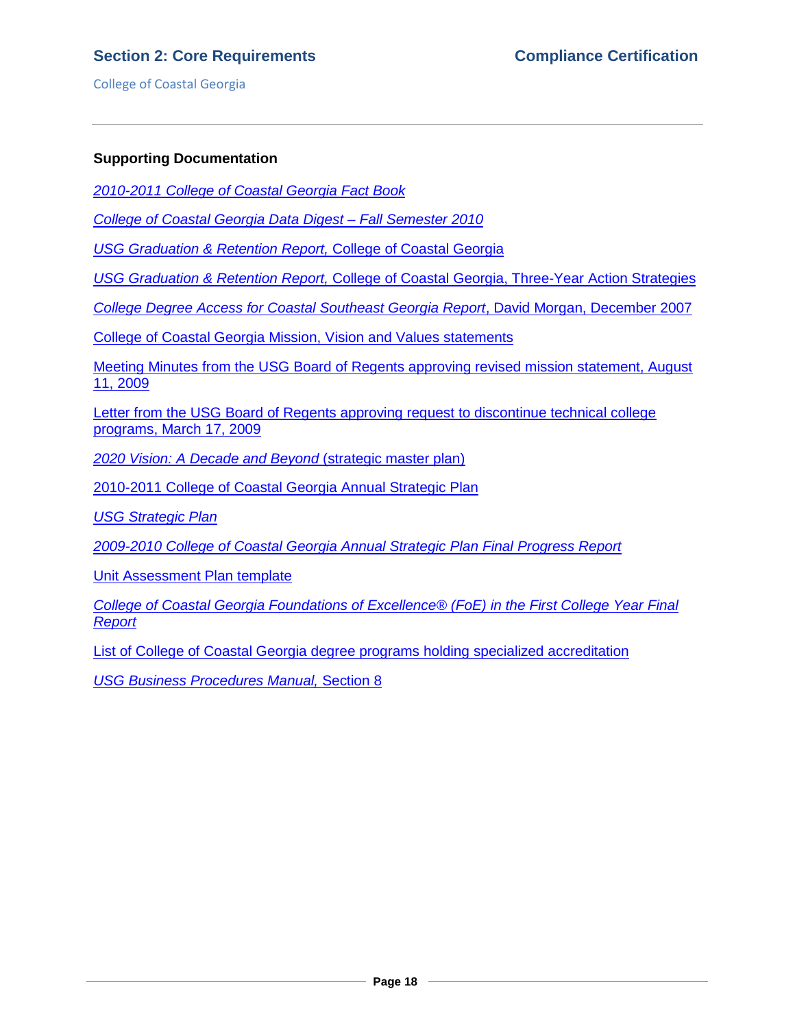## Supporting Documentation

*2010-2011 College of Coastal Georgia Fact Book*

*College of Coastal Georgia Data Digest – Fall Semester 2010*

*USG Graduation & Retention Report,* College of Coastal Georgia

*USG Graduation & Retention Report,* College of Coastal Georgia, Three-Year Action Strategies

*College Degree Access for Coastal Southeast Georgia Report*, David Morgan, December 2007

College of Coastal Georgia Mission, Vision and Values statements

Meeting Minutes from the USG Board of Regents approving revised mission statement, August 11, 2009

Letter from the USG Board of Regents approving request to discontinue technical college programs, March 17, 2009

*2020 Vision: A Decade and Beyond* (strategic master plan)

2010-2011 College of Coastal Georgia Annual Strategic Plan

*USG Strategic Plan*

*2009-2010 College of Coastal Georgia Annual Strategic Plan Final Progress Report*

Unit Assessment Plan template

*College of Coastal Georgia Foundations of Excellence® (FoE) in the First College Year Final Report*

List of College of Coastal Georgia degree programs holding specialized accreditation

*USG Business Procedures Manual,* Section 8